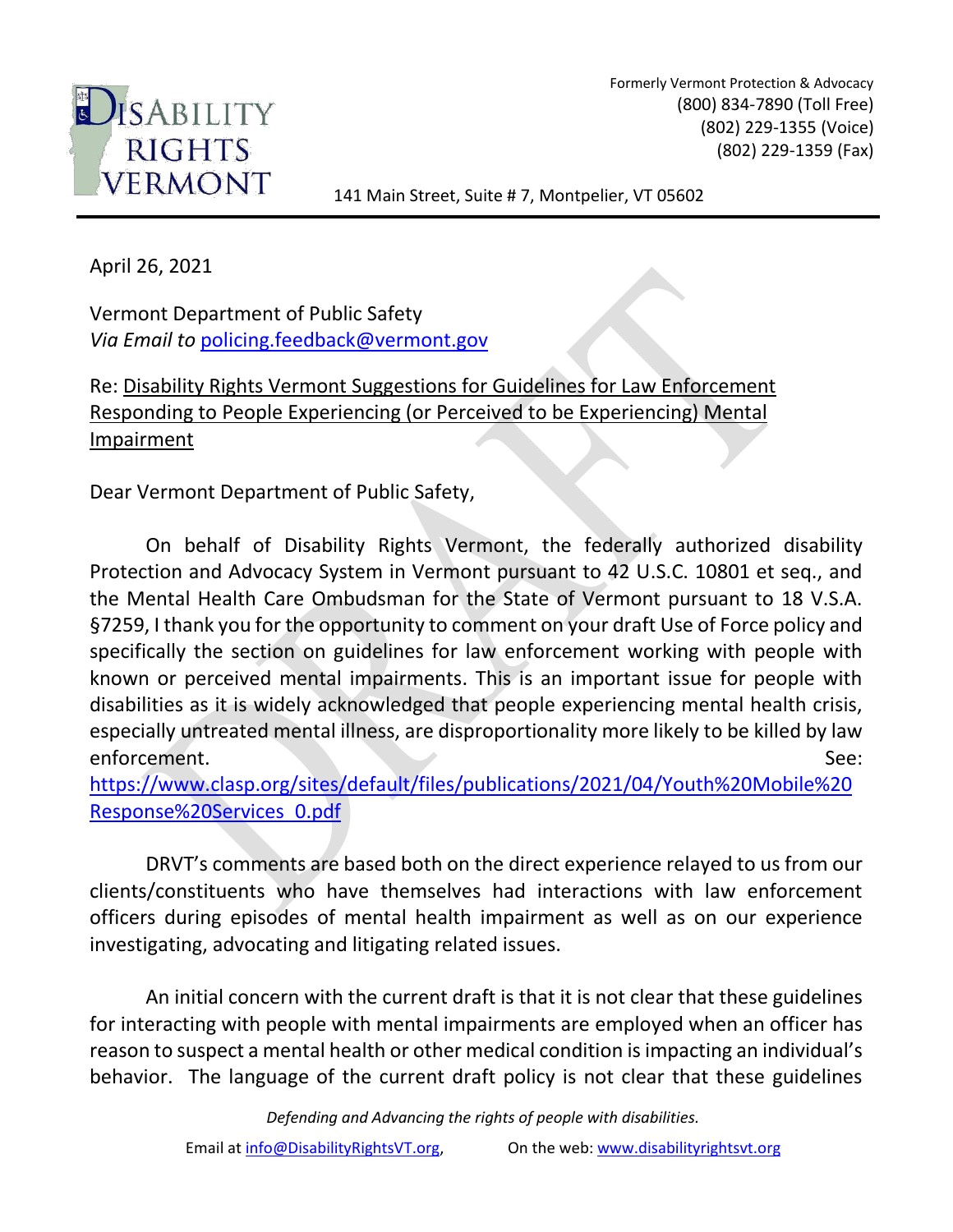Formerly Vermont Protection & Advocacy
(800) 834-7890 (Toll Free)
(802) 229-1355 (Voice)
(802) 229-1359 (Fax)

141 Main Street, Suite # 7, Montpelier, VT 05602

April 26, 2021

Vermont Department of Public Safety
*Via Email to* policing.feedback@vermont.gov

Re: Disability Rights Vermont Suggestions for Guidelines for Law Enforcement Responding to People Experiencing (or Perceived to be Experiencing) Mental Impairment

Dear Vermont Department of Public Safety,

On behalf of Disability Rights Vermont, the federally authorized disability Protection and Advocacy System in Vermont pursuant to 42 U.S.C. 10801 et seq., and the Mental Health Care Ombudsman for the State of Vermont pursuant to 18 V.S.A. §7259, I thank you for the opportunity to comment on your draft Use of Force policy and specifically the section on guidelines for law enforcement working with people with known or perceived mental impairments. This is an important issue for people with disabilities as it is widely acknowledged that people experiencing mental health crisis, especially untreated mental illness, are disproportionality more likely to be killed by law enforcement. See: https://www.clasp.org/sites/default/files/publications/2021/04/Youth%20Mobile%20Response%20Services_0.pdf

DRVT's comments are based both on the direct experience relayed to us from our clients/constituents who have themselves had interactions with law enforcement officers during episodes of mental health impairment as well as on our experience investigating, advocating and litigating related issues.

An initial concern with the current draft is that it is not clear that these guidelines for interacting with people with mental impairments are employed when an officer has reason to suspect a mental health or other medical condition is impacting an individual's behavior. The language of the current draft policy is not clear that these guidelines

*Defending and Advancing the rights of people with disabilities.*

Email at info@DisabilityRightsVT.org, On the web: www.disabilityrightsvt.org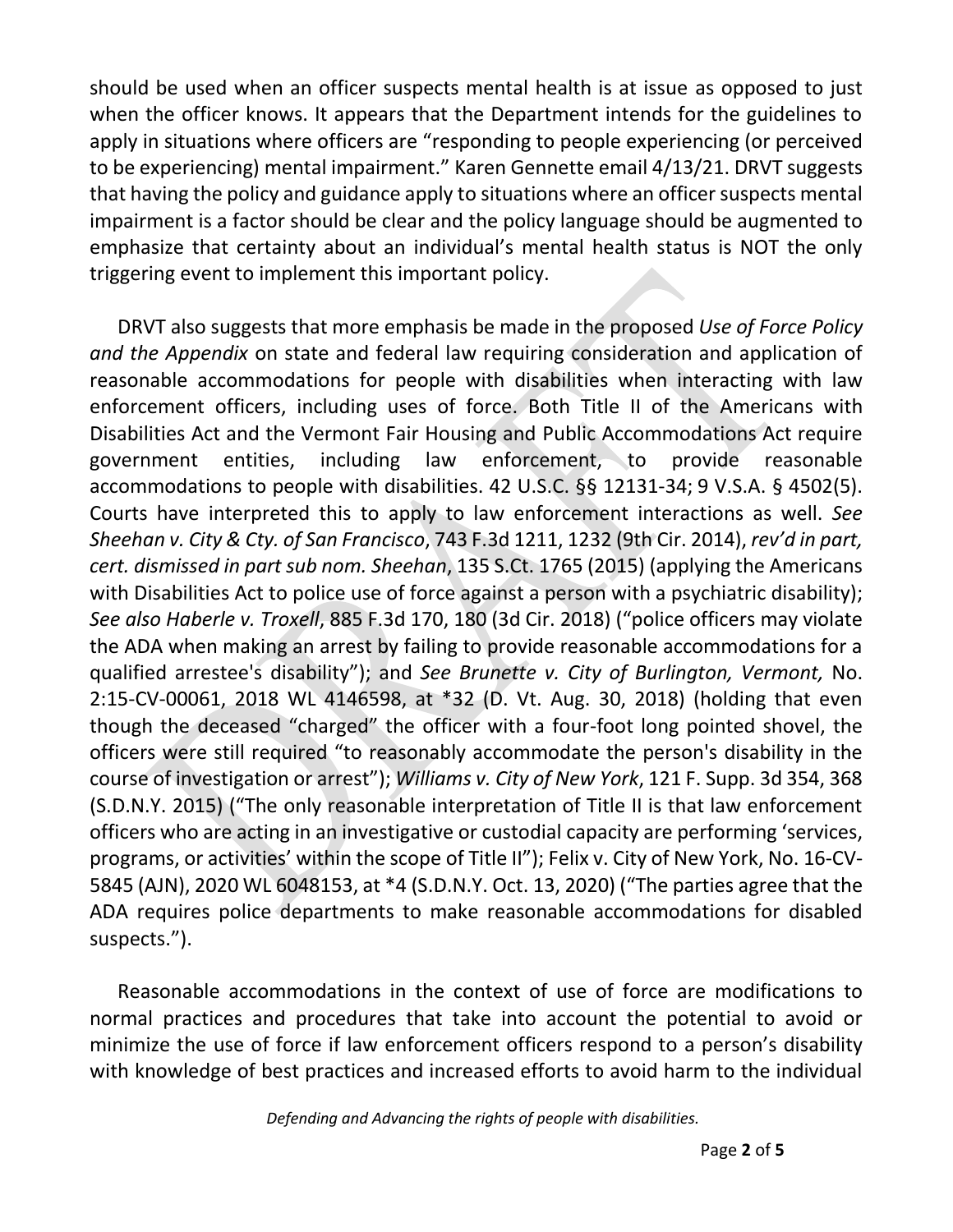should be used when an officer suspects mental health is at issue as opposed to just when the officer knows. It appears that the Department intends for the guidelines to apply in situations where officers are "responding to people experiencing (or perceived to be experiencing) mental impairment." Karen Gennette email 4/13/21. DRVT suggests that having the policy and guidance apply to situations where an officer suspects mental impairment is a factor should be clear and the policy language should be augmented to emphasize that certainty about an individual's mental health status is NOT the only triggering event to implement this important policy.

DRVT also suggests that more emphasis be made in the proposed *Use of Force Policy and the Appendix* on state and federal law requiring consideration and application of reasonable accommodations for people with disabilities when interacting with law enforcement officers, including uses of force. Both Title II of the Americans with Disabilities Act and the Vermont Fair Housing and Public Accommodations Act require government entities, including law enforcement, to provide reasonable accommodations to people with disabilities. 42 U.S.C. §§ 12131-34; 9 V.S.A. § 4502(5). Courts have interpreted this to apply to law enforcement interactions as well. *See Sheehan v. City & Cty. of San Francisco*, 743 F.3d 1211, 1232 (9th Cir. 2014), *rev'd in part, cert. dismissed in part sub nom. Sheehan*, 135 S.Ct. 1765 (2015) (applying the Americans with Disabilities Act to police use of force against a person with a psychiatric disability); *See also Haberle v. Troxell*, 885 F.3d 170, 180 (3d Cir. 2018) ("police officers may violate the ADA when making an arrest by failing to provide reasonable accommodations for a qualified arrestee's disability"); and *See Brunette v. City of Burlington, Vermont,* No. 2:15-CV-00061, 2018 WL 4146598, at *32 (D. Vt. Aug. 30, 2018) (holding that even though the deceased "charged" the officer with a four-foot long pointed shovel, the officers were still required "to reasonably accommodate the person's disability in the course of investigation or arrest"); *Williams v. City of New York*, 121 F. Supp. 3d 354, 368 (S.D.N.Y. 2015) ("The only reasonable interpretation of Title II is that law enforcement officers who are acting in an investigative or custodial capacity are performing 'services, programs, or activities' within the scope of Title II"); Felix v. City of New York, No. 16-CV-5845 (AJN), 2020 WL 6048153, at *4 (S.D.N.Y. Oct. 13, 2020) ("The parties agree that the ADA requires police departments to make reasonable accommodations for disabled suspects.").

Reasonable accommodations in the context of use of force are modifications to normal practices and procedures that take into account the potential to avoid or minimize the use of force if law enforcement officers respond to a person's disability with knowledge of best practices and increased efforts to avoid harm to the individual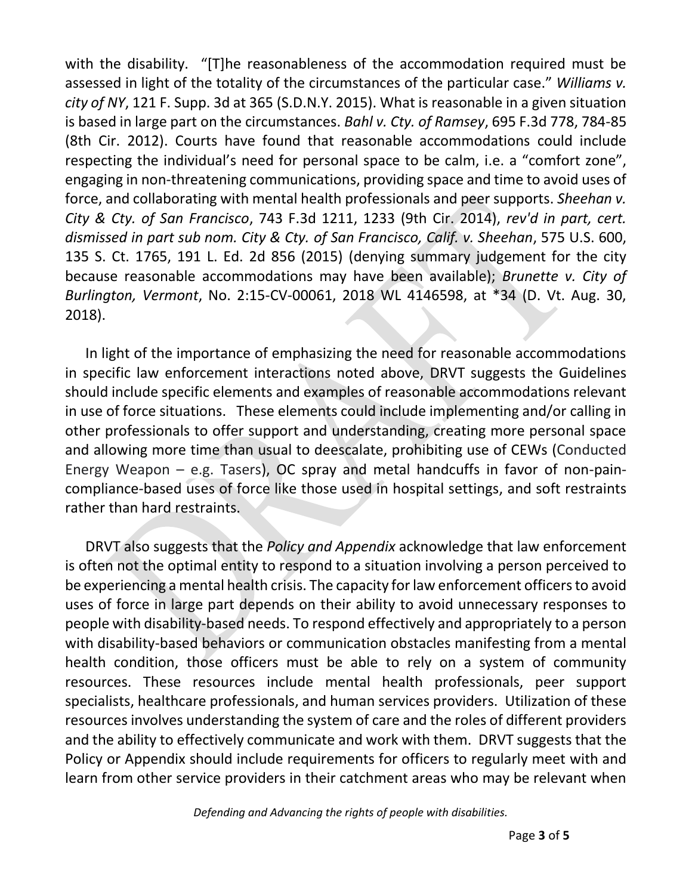with the disability. “[T]he reasonableness of the accommodation required must be assessed in light of the totality of the circumstances of the particular case.” *Williams v. city of NY*, 121 F. Supp. 3d at 365 (S.D.N.Y. 2015). What is reasonable in a given situation is based in large part on the circumstances. *Bahl v. Cty. of Ramsey*, 695 F.3d 778, 784-85 (8th Cir. 2012). Courts have found that reasonable accommodations could include respecting the individual’s need for personal space to be calm, i.e. a “comfort zone”, engaging in non-threatening communications, providing space and time to avoid uses of force, and collaborating with mental health professionals and peer supports. *Sheehan v. City & Cty. of San Francisco*, 743 F.3d 1211, 1233 (9th Cir. 2014), *rev'd in part, cert. dismissed in part sub nom. City & Cty. of San Francisco, Calif. v. Sheehan*, 575 U.S. 600, 135 S. Ct. 1765, 191 L. Ed. 2d 856 (2015) (denying summary judgement for the city because reasonable accommodations may have been available); *Brunette v. City of Burlington, Vermont*, No. 2:15-CV-00061, 2018 WL 4146598, at *34 (D. Vt. Aug. 30, 2018).

In light of the importance of emphasizing the need for reasonable accommodations in specific law enforcement interactions noted above, DRVT suggests the Guidelines should include specific elements and examples of reasonable accommodations relevant in use of force situations. These elements could include implementing and/or calling in other professionals to offer support and understanding, creating more personal space and allowing more time than usual to deescalate, prohibiting use of CEWs (Conducted Energy Weapon – e.g. Tasers), OC spray and metal handcuffs in favor of non-pain-compliance-based uses of force like those used in hospital settings, and soft restraints rather than hard restraints.

DRVT also suggests that the *Policy and Appendix* acknowledge that law enforcement is often not the optimal entity to respond to a situation involving a person perceived to be experiencing a mental health crisis. The capacity for law enforcement officers to avoid uses of force in large part depends on their ability to avoid unnecessary responses to people with disability-based needs. To respond effectively and appropriately to a person with disability-based behaviors or communication obstacles manifesting from a mental health condition, those officers must be able to rely on a system of community resources. These resources include mental health professionals, peer support specialists, healthcare professionals, and human services providers. Utilization of these resources involves understanding the system of care and the roles of different providers and the ability to effectively communicate and work with them. DRVT suggests that the Policy or Appendix should include requirements for officers to regularly meet with and learn from other service providers in their catchment areas who may be relevant when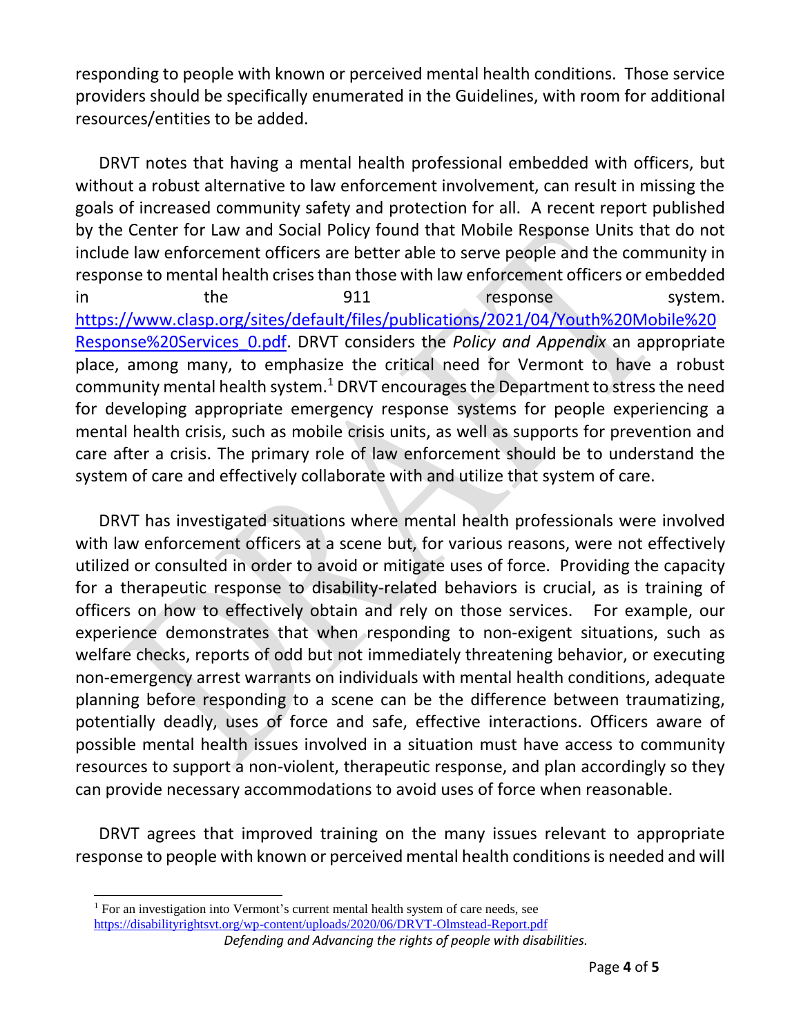responding to people with known or perceived mental health conditions. Those service providers should be specifically enumerated in the Guidelines, with room for additional resources/entities to be added.

DRVT notes that having a mental health professional embedded with officers, but without a robust alternative to law enforcement involvement, can result in missing the goals of increased community safety and protection for all. A recent report published by the Center for Law and Social Policy found that Mobile Response Units that do not include law enforcement officers are better able to serve people and the community in response to mental health crises than those with law enforcement officers or embedded in the 911 response system. https://www.clasp.org/sites/default/files/publications/2021/04/Youth%20Mobile%20Response%20Services_0.pdf. DRVT considers the *Policy and Appendix* an appropriate place, among many, to emphasize the critical need for Vermont to have a robust community mental health system.[1] DRVT encourages the Department to stress the need for developing appropriate emergency response systems for people experiencing a mental health crisis, such as mobile crisis units, as well as supports for prevention and care after a crisis. The primary role of law enforcement should be to understand the system of care and effectively collaborate with and utilize that system of care.

DRVT has investigated situations where mental health professionals were involved with law enforcement officers at a scene but, for various reasons, were not effectively utilized or consulted in order to avoid or mitigate uses of force. Providing the capacity for a therapeutic response to disability-related behaviors is crucial, as is training of officers on how to effectively obtain and rely on those services. For example, our experience demonstrates that when responding to non-exigent situations, such as welfare checks, reports of odd but not immediately threatening behavior, or executing non-emergency arrest warrants on individuals with mental health conditions, adequate planning before responding to a scene can be the difference between traumatizing, potentially deadly, uses of force and safe, effective interactions. Officers aware of possible mental health issues involved in a situation must have access to community resources to support a non-violent, therapeutic response, and plan accordingly so they can provide necessary accommodations to avoid uses of force when reasonable.

DRVT agrees that improved training on the many issues relevant to appropriate response to people with known or perceived mental health conditions is needed and will

---

[1] For an investigation into Vermont's current mental health system of care needs, see https://disabilityrightsvt.org/wp-content/uploads/2020/06/DRVT-Olmstead-Report.pdf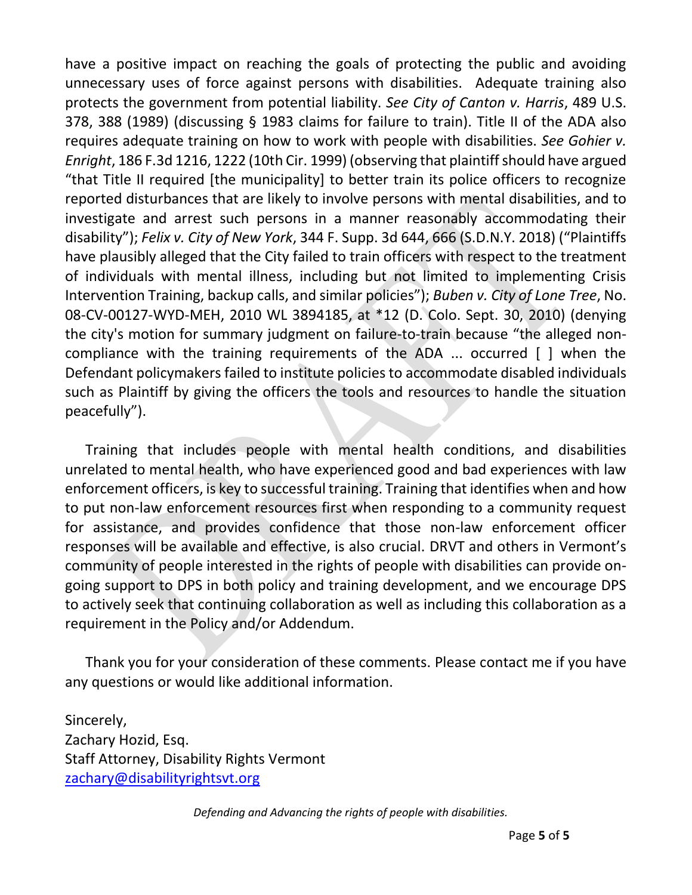have a positive impact on reaching the goals of protecting the public and avoiding unnecessary uses of force against persons with disabilities. Adequate training also protects the government from potential liability. *See City of Canton v. Harris*, 489 U.S. 378, 388 (1989) (discussing § 1983 claims for failure to train). Title II of the ADA also requires adequate training on how to work with people with disabilities. *See Gohier v. Enright*, 186 F.3d 1216, 1222 (10th Cir. 1999) (observing that plaintiff should have argued "that Title II required [the municipality] to better train its police officers to recognize reported disturbances that are likely to involve persons with mental disabilities, and to investigate and arrest such persons in a manner reasonably accommodating their disability"); *Felix v. City of New York*, 344 F. Supp. 3d 644, 666 (S.D.N.Y. 2018) ("Plaintiffs have plausibly alleged that the City failed to train officers with respect to the treatment of individuals with mental illness, including but not limited to implementing Crisis Intervention Training, backup calls, and similar policies"); *Buben v. City of Lone Tree*, No. 08-CV-00127-WYD-MEH, 2010 WL 3894185, at *12 (D. Colo. Sept. 30, 2010) (denying the city's motion for summary judgment on failure-to-train because "the alleged non-compliance with the training requirements of the ADA ... occurred [ ] when the Defendant policymakers failed to institute policies to accommodate disabled individuals such as Plaintiff by giving the officers the tools and resources to handle the situation peacefully").

Training that includes people with mental health conditions, and disabilities unrelated to mental health, who have experienced good and bad experiences with law enforcement officers, is key to successful training. Training that identifies when and how to put non-law enforcement resources first when responding to a community request for assistance, and provides confidence that those non-law enforcement officer responses will be available and effective, is also crucial. DRVT and others in Vermont's community of people interested in the rights of people with disabilities can provide on-going support to DPS in both policy and training development, and we encourage DPS to actively seek that continuing collaboration as well as including this collaboration as a requirement in the Policy and/or Addendum.

Thank you for your consideration of these comments. Please contact me if you have any questions or would like additional information.

Sincerely,
Zachary Hozid, Esq.
Staff Attorney, Disability Rights Vermont
zachary@disabilityrightsvt.org

*Defending and Advancing the rights of people with disabilities.*